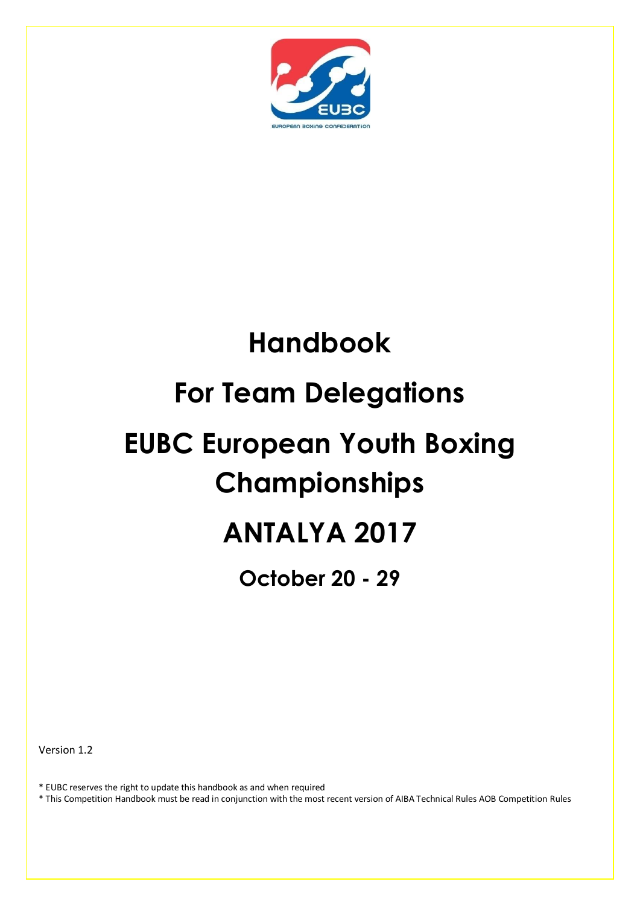# Handbook

# For Team Delegations

# EUBC European Youth Boxing Championships

# ANTALYA 2017

## October 20 - 29

Version 1.2

* EUBC reserves the right to update this handbook as and when required
* This Competition Handbook must be read in conjunction with the most recent version of AIBA Technical Rules AOB Competition Rules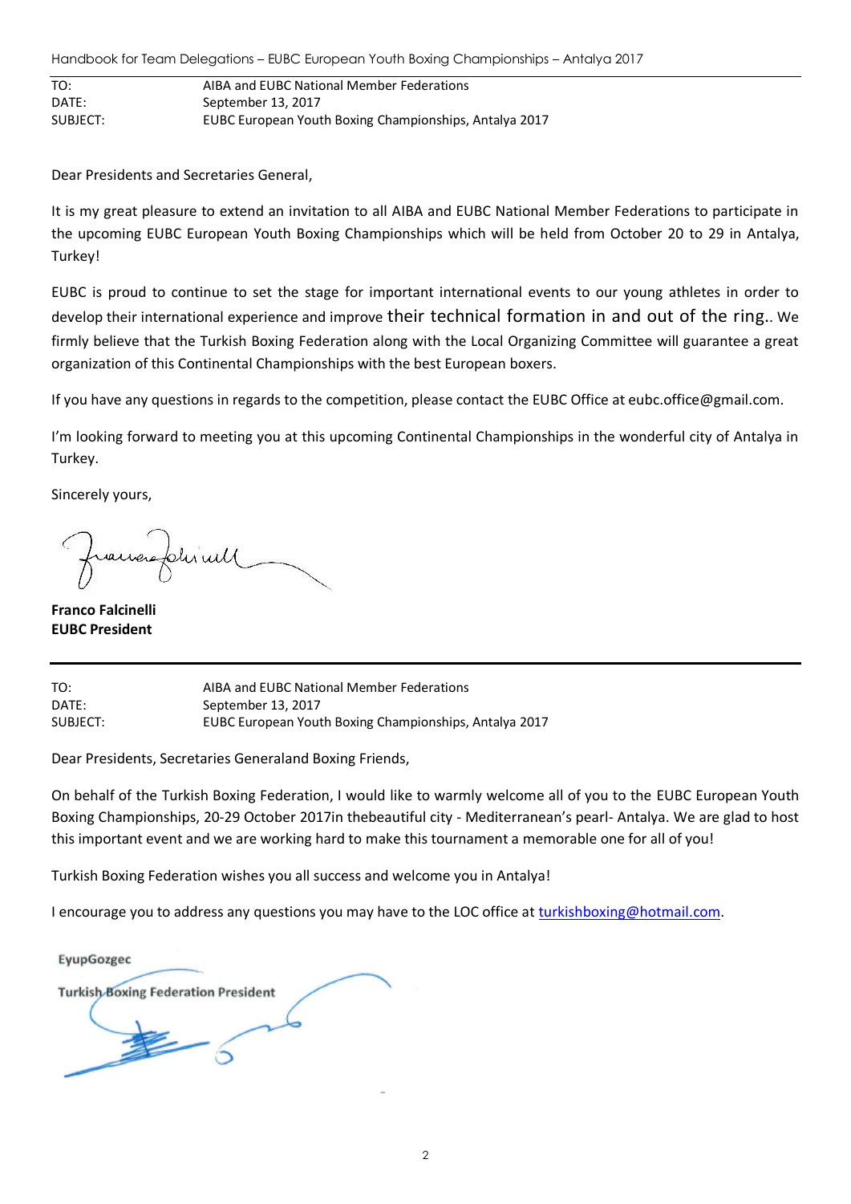| TO: | AIBA and EUBC National Member Federations |
| --- | --- |
| DATE: | September 13, 2017 |
| SUBJECT: | EUBC European Youth Boxing Championships, Antalya 2017 |

Dear Presidents and Secretaries General,

It is my great pleasure to extend an invitation to all AIBA and EUBC National Member Federations to participate in the upcoming EUBC European Youth Boxing Championships which will be held from October 20 to 29 in Antalya, Turkey!

EUBC is proud to continue to set the stage for important international events to our young athletes in order to develop their international experience and improve their technical formation in and out of the ring.. We firmly believe that the Turkish Boxing Federation along with the Local Organizing Committee will guarantee a great organization of this Continental Championships with the best European boxers.

If you have any questions in regards to the competition, please contact the EUBC Office at eubc.office@gmail.com.

I'm looking forward to meeting you at this upcoming Continental Championships in the wonderful city of Antalya in Turkey.

Sincerely yours,

**Franco Falcinelli**
**EUBC President**

---

| TO: | AIBA and EUBC National Member Federations |
| --- | --- |
| DATE: | September 13, 2017 |
| SUBJECT: | EUBC European Youth Boxing Championships, Antalya 2017 |

Dear Presidents, Secretaries Generaland Boxing Friends,

On behalf of the Turkish Boxing Federation, I would like to warmly welcome all of you to the EUBC European Youth Boxing Championships, 20-29 October 2017in thebeautiful city - Mediterranean's pearl- Antalya. We are glad to host this important event and we are working hard to make this tournament a memorable one for all of you!

Turkish Boxing Federation wishes you all success and welcome you in Antalya!

I encourage you to address any questions you may have to the LOC office at turkishboxing@hotmail.com.

**EyupGozgec**

**Turkish Boxing Federation President**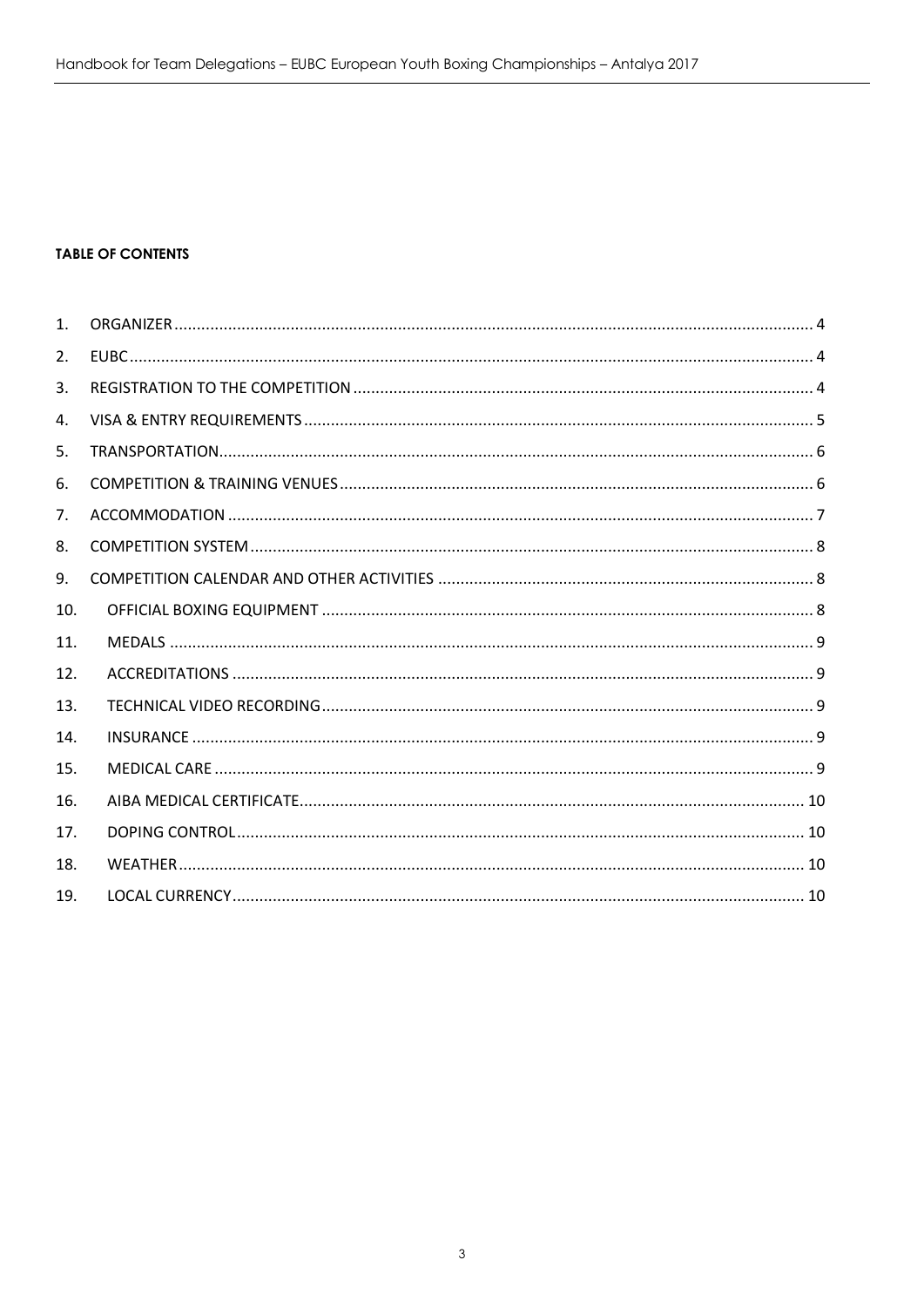**TABLE OF CONTENTS**

1. ORGANIZER ... 4
2. EUBC ... 4
3. REGISTRATION TO THE COMPETITION ... 4
4. VISA & ENTRY REQUIREMENTS ... 5
5. TRANSPORTATION ... 6
6. COMPETITION & TRAINING VENUES ... 6
7. ACCOMMODATION ... 7
8. COMPETITION SYSTEM ... 8
9. COMPETITION CALENDAR AND OTHER ACTIVITIES ... 8
10. OFFICIAL BOXING EQUIPMENT ... 8
11. MEDALS ... 9
12. ACCREDITATIONS ... 9
13. TECHNICAL VIDEO RECORDING ... 9
14. INSURANCE ... 9
15. MEDICAL CARE ... 9
16. AIBA MEDICAL CERTIFICATE ... 10
17. DOPING CONTROL ... 10
18. WEATHER ... 10
19. LOCAL CURRENCY ... 10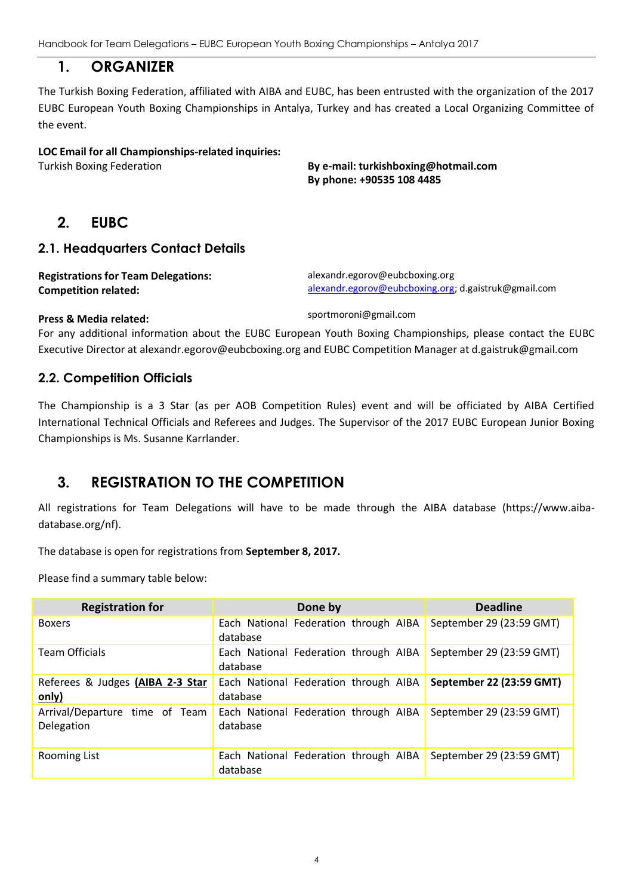# 1. ORGANIZER

The Turkish Boxing Federation, affiliated with AIBA and EUBC, has been entrusted with the organization of the 2017 EUBC European Youth Boxing Championships in Antalya, Turkey and has created a Local Organizing Committee of the event.

**LOC Email for all Championships-related inquiries:**

Turkish Boxing Federation

**By e-mail: turkishboxing@hotmail.com**
**By phone: +90535 108 4485**

# 2. EUBC

## 2.1. Headquarters Contact Details

**Registrations for Team Delegations:** alexandr.egorov@eubcboxing.org

**Competition related:** alexandr.egorov@eubcboxing.org; d.gaistruk@gmail.com

**Press & Media related:** sportmoroni@gmail.com

For any additional information about the EUBC European Youth Boxing Championships, please contact the EUBC Executive Director at alexandr.egorov@eubcboxing.org and EUBC Competition Manager at d.gaistruk@gmail.com

## 2.2. Competition Officials

The Championship is a 3 Star (as per AOB Competition Rules) event and will be officiated by AIBA Certified International Technical Officials and Referees and Judges. The Supervisor of the 2017 EUBC European Junior Boxing Championships is Ms. Susanne Karrlander.

# 3. REGISTRATION TO THE COMPETITION

All registrations for Team Delegations will have to be made through the AIBA database (https://www.aiba-database.org/nf).

The database is open for registrations from **September 8, 2017.**

Please find a summary table below:

| Registration for | Done by | Deadline |
|---|---|---|
| Boxers | Each National Federation through AIBA database | September 29 (23:59 GMT) |
| Team Officials | Each National Federation through AIBA database | September 29 (23:59 GMT) |
| Referees & Judges **(AIBA 2-3 Star only)** | Each National Federation through AIBA database | **September 22 (23:59 GMT)** |
| Arrival/Departure time of Team Delegation | Each National Federation through AIBA database | September 29 (23:59 GMT) |
| Rooming List | Each National Federation through AIBA database | September 29 (23:59 GMT) |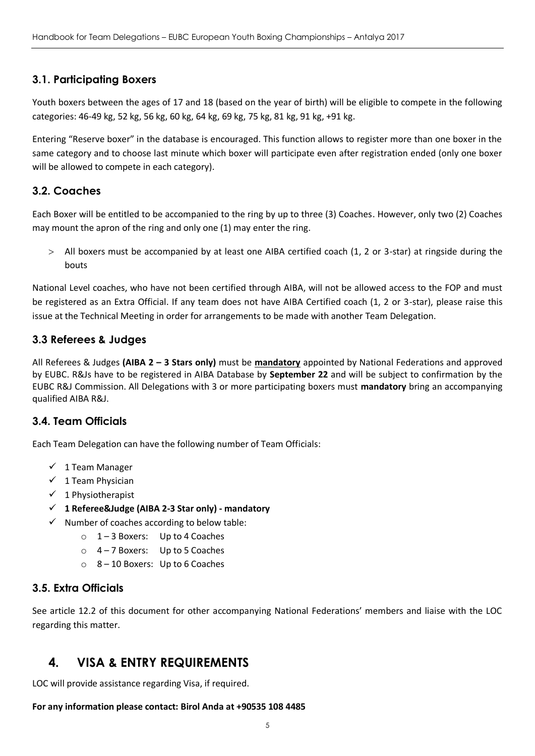### 3.1. Participating Boxers

Youth boxers between the ages of 17 and 18 (based on the year of birth) will be eligible to compete in the following categories: 46-49 kg, 52 kg, 56 kg, 60 kg, 64 kg, 69 kg, 75 kg, 81 kg, 91 kg, +91 kg.

Entering "Reserve boxer" in the database is encouraged. This function allows to register more than one boxer in the same category and to choose last minute which boxer will participate even after registration ended (only one boxer will be allowed to compete in each category).

### 3.2. Coaches

Each Boxer will be entitled to be accompanied to the ring by up to three (3) Coaches. However, only two (2) Coaches may mount the apron of the ring and only one (1) may enter the ring.

- All boxers must be accompanied by at least one AIBA certified coach (1, 2 or 3-star) at ringside during the bouts

National Level coaches, who have not been certified through AIBA, will not be allowed access to the FOP and must be registered as an Extra Official. If any team does not have AIBA Certified coach (1, 2 or 3-star), please raise this issue at the Technical Meeting in order for arrangements to be made with another Team Delegation.

### 3.3 Referees & Judges

All Referees & Judges **(AIBA 2 – 3 Stars only)** must be **mandatory** appointed by National Federations and approved by EUBC. R&Js have to be registered in AIBA Database by **September 22** and will be subject to confirmation by the EUBC R&J Commission. All Delegations with 3 or more participating boxers must **mandatory** bring an accompanying qualified AIBA R&J.

### 3.4. Team Officials

Each Team Delegation can have the following number of Team Officials:

- 1 Team Manager
- 1 Team Physician
- 1 Physiotherapist
- **1 Referee&Judge (AIBA 2-3 Star only) - mandatory**
- Number of coaches according to below table:
  - 1 – 3 Boxers: Up to 4 Coaches
  - 4 – 7 Boxers: Up to 5 Coaches
  - 8 – 10 Boxers: Up to 6 Coaches

### 3.5. Extra Officials

See article 12.2 of this document for other accompanying National Federations' members and liaise with the LOC regarding this matter.

## 4. VISA & ENTRY REQUIREMENTS

LOC will provide assistance regarding Visa, if required.

**For any information please contact: Birol Anda at +90535 108 4485**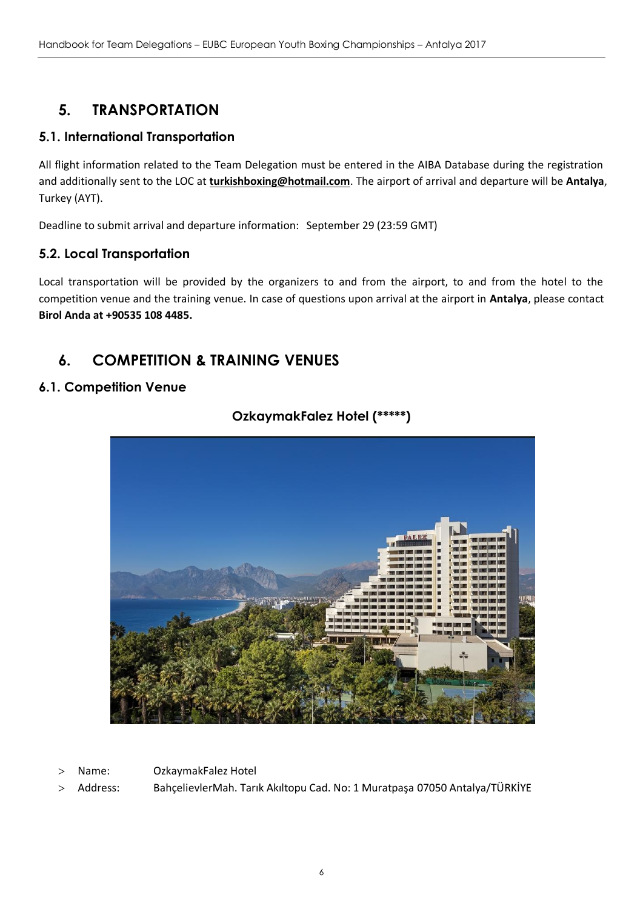# 5. TRANSPORTATION

## 5.1. International Transportation

All flight information related to the Team Delegation must be entered in the AIBA Database during the registration and additionally sent to the LOC at **turkishboxing@hotmail.com**. The airport of arrival and departure will be **Antalya**, Turkey (AYT).

Deadline to submit arrival and departure information: September 29 (23:59 GMT)

## 5.2. Local Transportation

Local transportation will be provided by the organizers to and from the airport, to and from the hotel to the competition venue and the training venue. In case of questions upon arrival at the airport in **Antalya**, please contact **Birol Anda at +90535 108 4485.**

# 6. COMPETITION & TRAINING VENUES

## 6.1. Competition Venue

**OzkaymakFalez Hotel (*****)**

> Name: OzkaymakFalez Hotel
> Address: BahçelievlerMah. Tarık Akıltopu Cad. No: 1 Muratpaşa 07050 Antalya/TÜRKİYE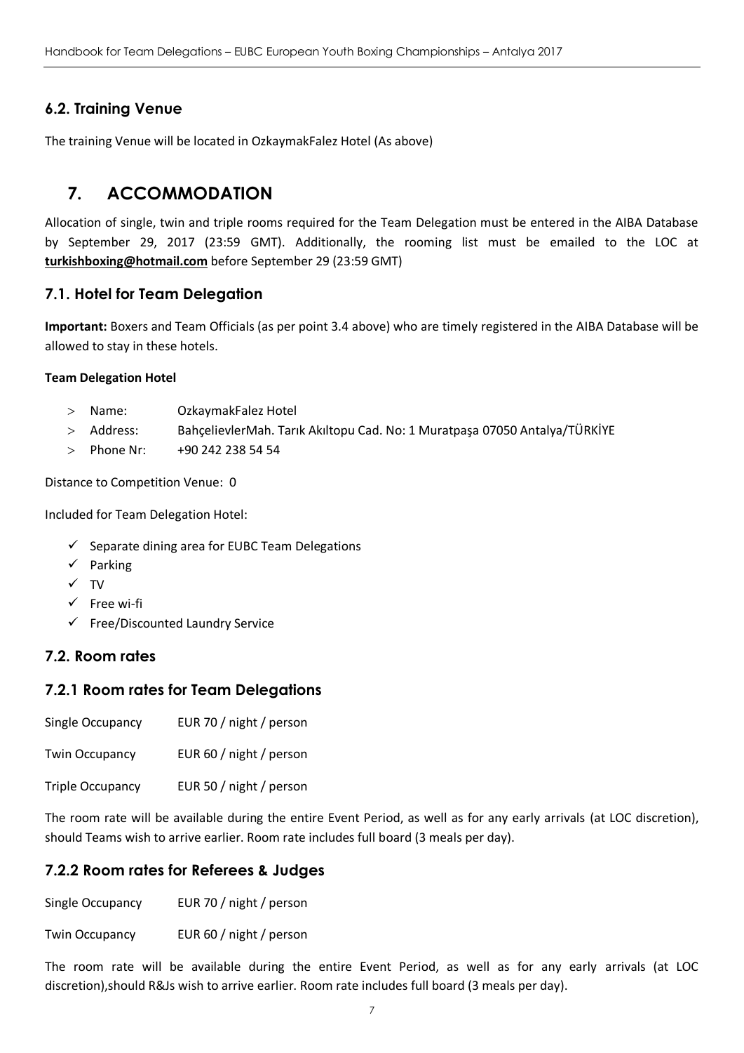## 6.2. Training Venue

The training Venue will be located in OzkaymakFalez Hotel (As above)

# 7. ACCOMMODATION

Allocation of single, twin and triple rooms required for the Team Delegation must be entered in the AIBA Database by September 29, 2017 (23:59 GMT). Additionally, the rooming list must be emailed to the LOC at **turkishboxing@hotmail.com** before September 29 (23:59 GMT)

## 7.1. Hotel for Team Delegation

**Important:** Boxers and Team Officials (as per point 3.4 above) who are timely registered in the AIBA Database will be allowed to stay in these hotels.

**Team Delegation Hotel**

- Name: OzkaymakFalez Hotel
- Address: BahçelievlerMah. Tarık Akıltopu Cad. No: 1 Muratpaşa 07050 Antalya/TÜRKİYE
- Phone Nr: +90 242 238 54 54

Distance to Competition Venue: 0

Included for Team Delegation Hotel:

- ✓ Separate dining area for EUBC Team Delegations
- ✓ Parking
- ✓ TV
- ✓ Free wi-fi
- ✓ Free/Discounted Laundry Service

## 7.2. Room rates

### 7.2.1 Room rates for Team Delegations

| | |
|---|---|
| Single Occupancy | EUR 70 / night / person |
| Twin Occupancy | EUR 60 / night / person |
| Triple Occupancy | EUR 50 / night / person |

The room rate will be available during the entire Event Period, as well as for any early arrivals (at LOC discretion), should Teams wish to arrive earlier. Room rate includes full board (3 meals per day).

### 7.2.2 Room rates for Referees & Judges

| | |
|---|---|
| Single Occupancy | EUR 70 / night / person |
| Twin Occupancy | EUR 60 / night / person |

The room rate will be available during the entire Event Period, as well as for any early arrivals (at LOC discretion),should R&Js wish to arrive earlier. Room rate includes full board (3 meals per day).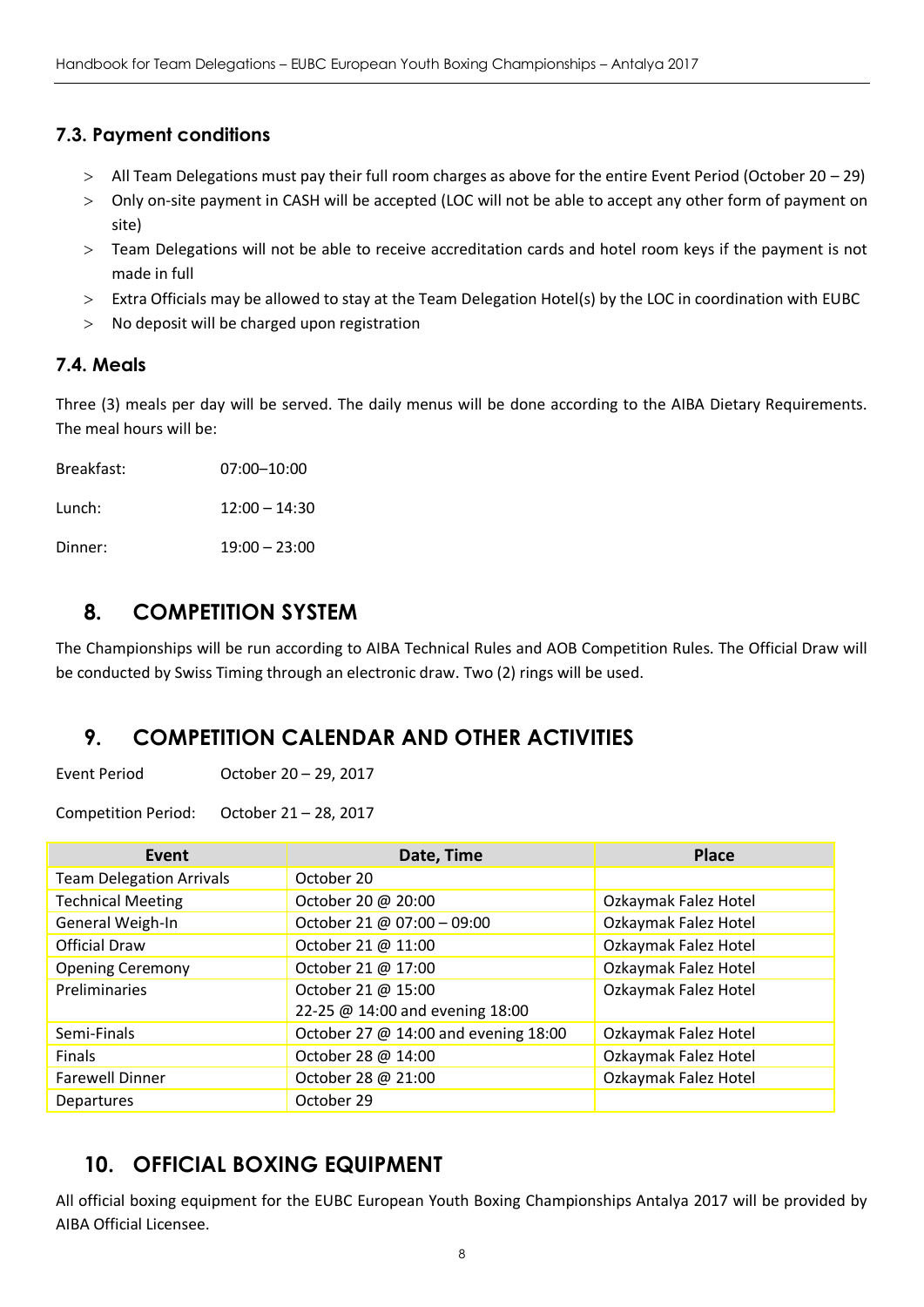### 7.3. Payment conditions

- All Team Delegations must pay their full room charges as above for the entire Event Period (October 20 – 29)
- Only on-site payment in CASH will be accepted (LOC will not be able to accept any other form of payment on site)
- Team Delegations will not be able to receive accreditation cards and hotel room keys if the payment is not made in full
- Extra Officials may be allowed to stay at the Team Delegation Hotel(s) by the LOC in coordination with EUBC
- No deposit will be charged upon registration

### 7.4. Meals

Three (3) meals per day will be served. The daily menus will be done according to the AIBA Dietary Requirements. The meal hours will be:

Breakfast: 07:00–10:00

Lunch: 12:00 – 14:30

Dinner: 19:00 – 23:00

## 8. COMPETITION SYSTEM

The Championships will be run according to AIBA Technical Rules and AOB Competition Rules. The Official Draw will be conducted by Swiss Timing through an electronic draw. Two (2) rings will be used.

## 9. COMPETITION CALENDAR AND OTHER ACTIVITIES

Event Period October 20 – 29, 2017

Competition Period: October 21 – 28, 2017

| Event | Date, Time | Place |
|---|---|---|
| Team Delegation Arrivals | October 20 | |
| Technical Meeting | October 20 @ 20:00 | Ozkaymak Falez Hotel |
| General Weigh-In | October 21 @ 07:00 – 09:00 | Ozkaymak Falez Hotel |
| Official Draw | October 21 @ 11:00 | Ozkaymak Falez Hotel |
| Opening Ceremony | October 21 @ 17:00 | Ozkaymak Falez Hotel |
| Preliminaries | October 21 @ 15:00<br>22-25 @ 14:00 and evening 18:00 | Ozkaymak Falez Hotel |
| Semi-Finals | October 27 @ 14:00 and evening 18:00 | Ozkaymak Falez Hotel |
| Finals | October 28 @ 14:00 | Ozkaymak Falez Hotel |
| Farewell Dinner | October 28 @ 21:00 | Ozkaymak Falez Hotel |
| Departures | October 29 | |

## 10. OFFICIAL BOXING EQUIPMENT

All official boxing equipment for the EUBC European Youth Boxing Championships Antalya 2017 will be provided by AIBA Official Licensee.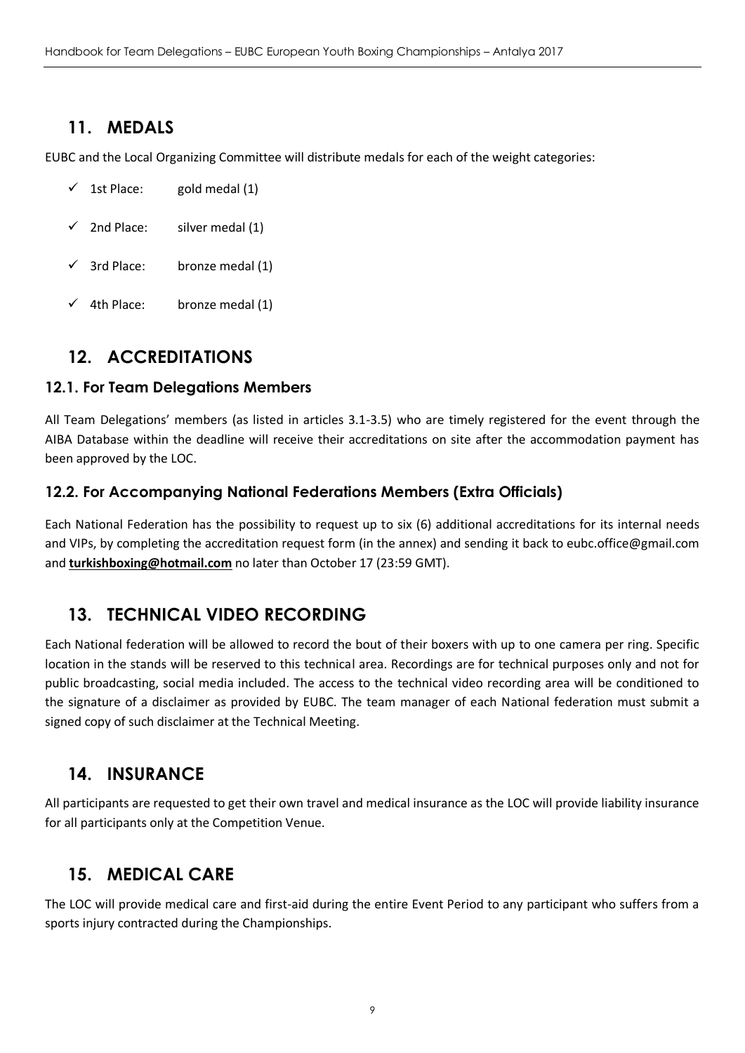## 11. MEDALS

EUBC and the Local Organizing Committee will distribute medals for each of the weight categories:

- ✓ 1st Place: gold medal (1)
- ✓ 2nd Place: silver medal (1)
- ✓ 3rd Place: bronze medal (1)
- ✓ 4th Place: bronze medal (1)

## 12. ACCREDITATIONS

### 12.1. For Team Delegations Members

All Team Delegations' members (as listed in articles 3.1-3.5) who are timely registered for the event through the AIBA Database within the deadline will receive their accreditations on site after the accommodation payment has been approved by the LOC.

### 12.2. For Accompanying National Federations Members (Extra Officials)

Each National Federation has the possibility to request up to six (6) additional accreditations for its internal needs and VIPs, by completing the accreditation request form (in the annex) and sending it back to eubc.office@gmail.com and **turkishboxing@hotmail.com** no later than October 17 (23:59 GMT).

## 13. TECHNICAL VIDEO RECORDING

Each National federation will be allowed to record the bout of their boxers with up to one camera per ring. Specific location in the stands will be reserved to this technical area. Recordings are for technical purposes only and not for public broadcasting, social media included. The access to the technical video recording area will be conditioned to the signature of a disclaimer as provided by EUBC. The team manager of each National federation must submit a signed copy of such disclaimer at the Technical Meeting.

## 14. INSURANCE

All participants are requested to get their own travel and medical insurance as the LOC will provide liability insurance for all participants only at the Competition Venue.

## 15. MEDICAL CARE

The LOC will provide medical care and first-aid during the entire Event Period to any participant who suffers from a sports injury contracted during the Championships.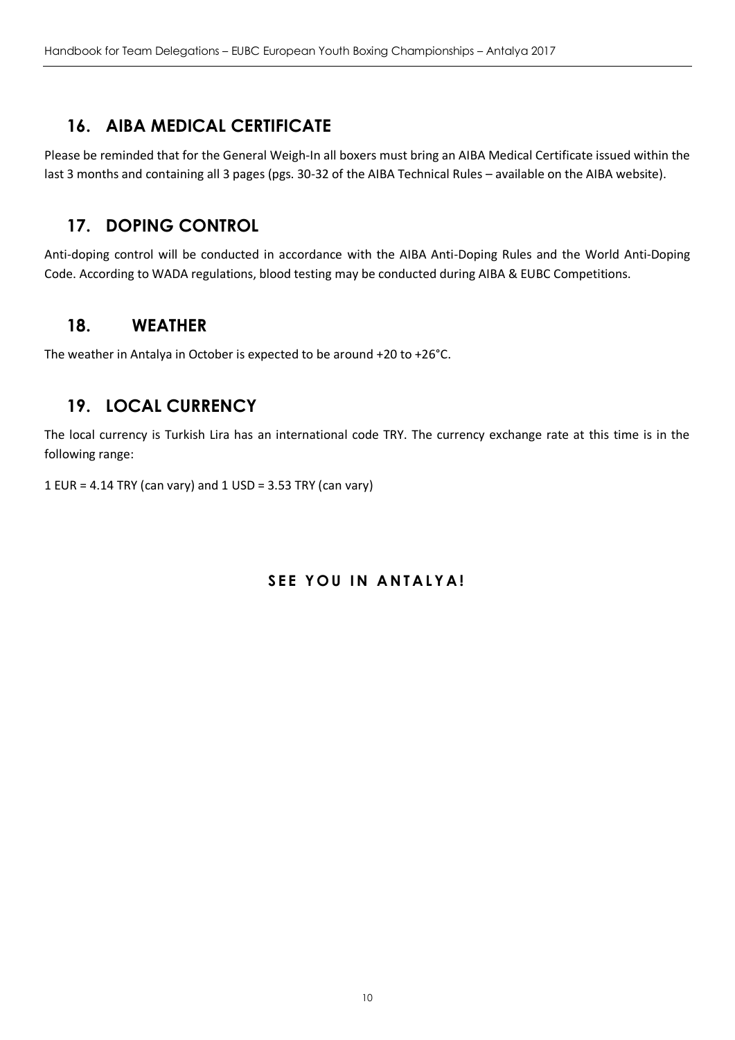## 16. AIBA MEDICAL CERTIFICATE

Please be reminded that for the General Weigh-In all boxers must bring an AIBA Medical Certificate issued within the last 3 months and containing all 3 pages (pgs. 30-32 of the AIBA Technical Rules – available on the AIBA website).

## 17. DOPING CONTROL

Anti-doping control will be conducted in accordance with the AIBA Anti-Doping Rules and the World Anti-Doping Code. According to WADA regulations, blood testing may be conducted during AIBA & EUBC Competitions.

## 18. WEATHER

The weather in Antalya in October is expected to be around +20 to +26°C.

## 19. LOCAL CURRENCY

The local currency is Turkish Lira has an international code TRY. The currency exchange rate at this time is in the following range:

1 EUR = 4.14 TRY (can vary) and 1 USD = 3.53 TRY (can vary)

**SEE YOU IN ANTALYA!**